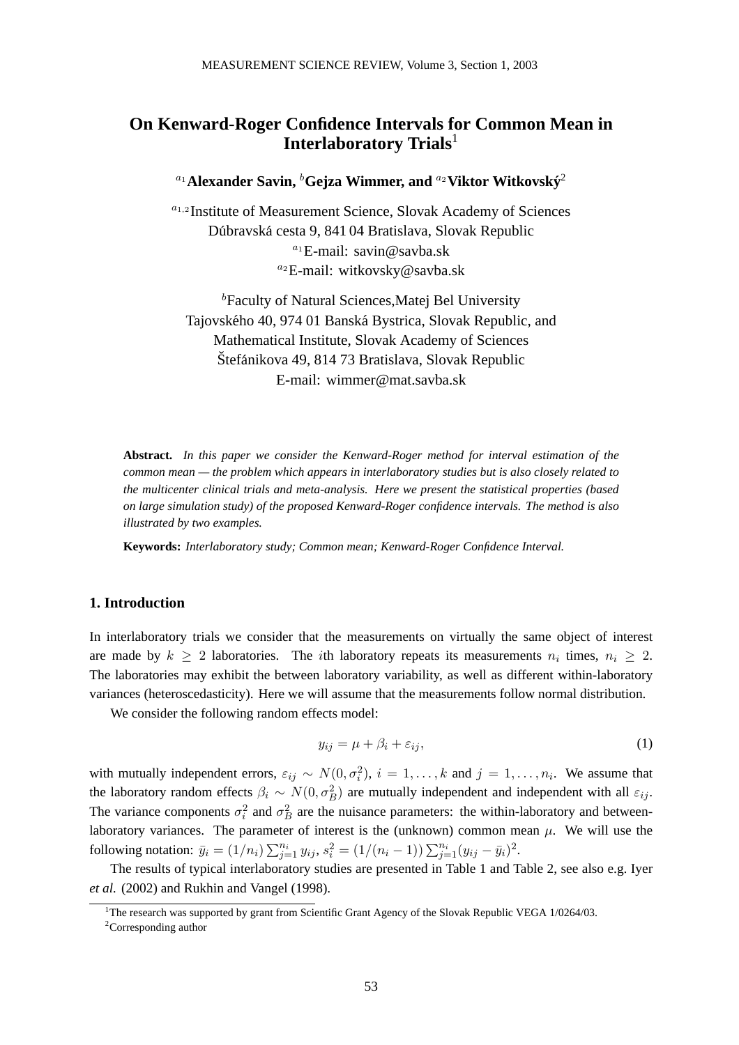# On Kenward-Roger Confidence Intervals for Common Mean in Interlaboratory Trials[1]

[a1]**Alexander Savin,** [b]**Gejza Wimmer, and** [a2]**Viktor Witkovský**[2]

[a1,2]Institute of Measurement Science, Slovak Academy of Sciences
Dúbravská cesta 9, 841 04 Bratislava, Slovak Republic
[a1]E-mail: savin@savba.sk
[a2]E-mail: witkovsky@savba.sk

[b]Faculty of Natural Sciences,Matej Bel University
Tajovského 40, 974 01 Banská Bystrica, Slovak Republic, and
Mathematical Institute, Slovak Academy of Sciences
Štefánikova 49, 814 73 Bratislava, Slovak Republic
E-mail: wimmer@mat.savba.sk

**Abstract.** *In this paper we consider the Kenward-Roger method for interval estimation of the common mean — the problem which appears in interlaboratory studies but is also closely related to the multicenter clinical trials and meta-analysis. Here we present the statistical properties (based on large simulation study) of the proposed Kenward-Roger confidence intervals. The method is also illustrated by two examples.*

**Keywords:** *Interlaboratory study; Common mean; Kenward-Roger Confidence Interval.*

## 1. Introduction

In interlaboratory trials we consider that the measurements on virtually the same object of interest are made by $k \geq 2$ laboratories. The $i$th laboratory repeats its measurements $n_i$ times, $n_i \geq 2$. The laboratories may exhibit the between laboratory variability, as well as different within-laboratory variances (heteroscedasticity). Here we will assume that the measurements follow normal distribution.

We consider the following random effects model:

$$y_{ij} = \mu + \beta_i + \varepsilon_{ij}, \tag{1}$$

with mutually independent errors, $\varepsilon_{ij} \sim N(0, \sigma_i^2)$, $i = 1, \ldots, k$ and $j = 1, \ldots, n_i$. We assume that the laboratory random effects $\beta_i \sim N(0, \sigma_B^2)$ are mutually independent and independent with all $\varepsilon_{ij}$. The variance components $\sigma_i^2$ and $\sigma_B^2$ are the nuisance parameters: the within-laboratory and between-laboratory variances. The parameter of interest is the (unknown) common mean $\mu$. We will use the following notation: $\bar{y}_i = (1/n_i)\sum_{j=1}^{n_i} y_{ij}$, $s_i^2 = (1/(n_i-1))\sum_{j=1}^{n_i}(y_{ij} - \bar{y}_i)^2$.

The results of typical interlaboratory studies are presented in Table 1 and Table 2, see also e.g. Iyer *et al.* (2002) and Rukhin and Vangel (1998).

[1]The research was supported by grant from Scientific Grant Agency of the Slovak Republic VEGA 1/0264/03.

[2]Corresponding author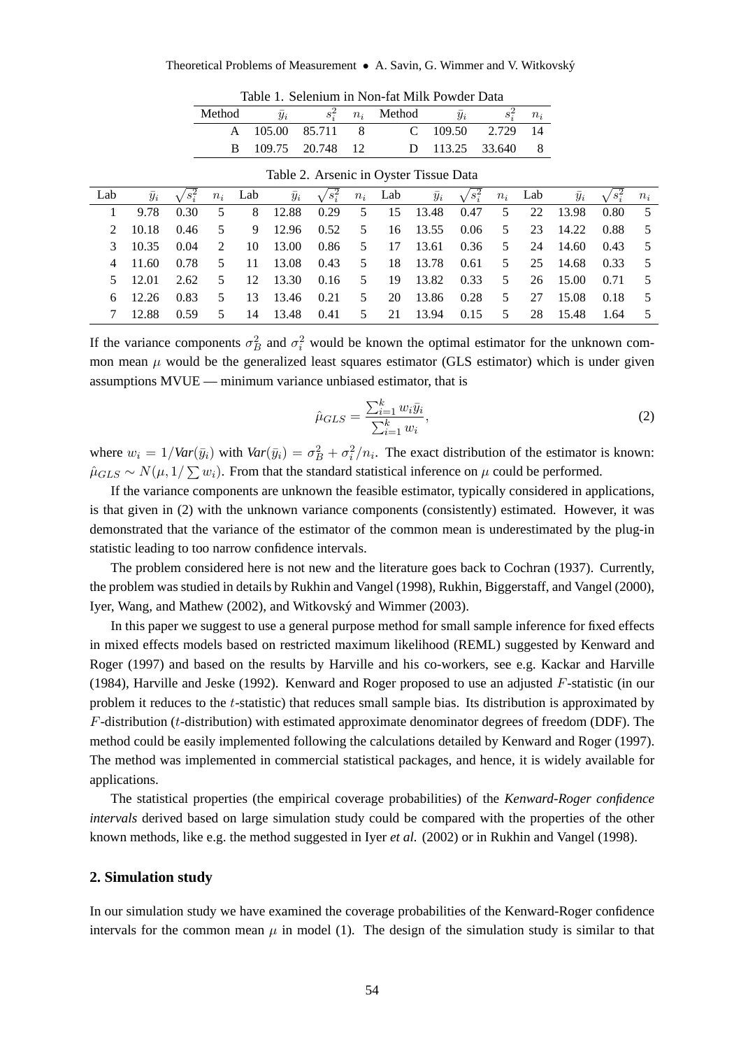Table 1. Selenium in Non-fat Milk Powder Data

| Method | $\bar{y}_i$ | $s_i^2$ | $n_i$ | Method | $\bar{y}_i$ | $s_i^2$ | $n_i$ |
|---|---|---|---|---|---|---|---|
| A | 105.00 | 85.711 | 8 | C | 109.50 | 2.729 | 14 |
| B | 109.75 | 20.748 | 12 | D | 113.25 | 33.640 | 8 |

Table 2. Arsenic in Oyster Tissue Data

| Lab | $\bar{y}_i$ | $\sqrt{s_i^2}$ | $n_i$ | Lab | $\bar{y}_i$ | $\sqrt{s_i^2}$ | $n_i$ | Lab | $\bar{y}_i$ | $\sqrt{s_i^2}$ | $n_i$ | Lab | $\bar{y}_i$ | $\sqrt{s_i^2}$ | $n_i$ |
|---|---|---|---|---|---|---|---|---|---|---|---|---|---|---|---|
| 1 | 9.78 | 0.30 | 5 | 8 | 12.88 | 0.29 | 5 | 15 | 13.48 | 0.47 | 5 | 22 | 13.98 | 0.80 | 5 |
| 2 | 10.18 | 0.46 | 5 | 9 | 12.96 | 0.52 | 5 | 16 | 13.55 | 0.06 | 5 | 23 | 14.22 | 0.88 | 5 |
| 3 | 10.35 | 0.04 | 2 | 10 | 13.00 | 0.86 | 5 | 17 | 13.61 | 0.36 | 5 | 24 | 14.60 | 0.43 | 5 |
| 4 | 11.60 | 0.78 | 5 | 11 | 13.08 | 0.43 | 5 | 18 | 13.78 | 0.61 | 5 | 25 | 14.68 | 0.33 | 5 |
| 5 | 12.01 | 2.62 | 5 | 12 | 13.30 | 0.16 | 5 | 19 | 13.82 | 0.33 | 5 | 26 | 15.00 | 0.71 | 5 |
| 6 | 12.26 | 0.83 | 5 | 13 | 13.46 | 0.21 | 5 | 20 | 13.86 | 0.28 | 5 | 27 | 15.08 | 0.18 | 5 |
| 7 | 12.88 | 0.59 | 5 | 14 | 13.48 | 0.41 | 5 | 21 | 13.94 | 0.15 | 5 | 28 | 15.48 | 1.64 | 5 |

If the variance components $\sigma_B^2$ and $\sigma_i^2$ would be known the optimal estimator for the unknown common mean $\mu$ would be the generalized least squares estimator (GLS estimator) which is under given assumptions MVUE — minimum variance unbiased estimator, that is

$$\hat{\mu}_{GLS} = \frac{\sum_{i=1}^{k} w_i \bar{y}_i}{\sum_{i=1}^{k} w_i}, \tag{2}$$

where $w_i = 1/\mathit{Var}(\bar{y}_i)$ with $\mathit{Var}(\bar{y}_i) = \sigma_B^2 + \sigma_i^2/n_i$. The exact distribution of the estimator is known: $\hat{\mu}_{GLS} \sim N(\mu, 1/\sum w_i)$. From that the standard statistical inference on $\mu$ could be performed.

If the variance components are unknown the feasible estimator, typically considered in applications, is that given in (2) with the unknown variance components (consistently) estimated. However, it was demonstrated that the variance of the estimator of the common mean is underestimated by the plug-in statistic leading to too narrow confidence intervals.

The problem considered here is not new and the literature goes back to Cochran (1937). Currently, the problem was studied in details by Rukhin and Vangel (1998), Rukhin, Biggerstaff, and Vangel (2000), Iyer, Wang, and Mathew (2002), and Witkovský and Wimmer (2003).

In this paper we suggest to use a general purpose method for small sample inference for fixed effects in mixed effects models based on restricted maximum likelihood (REML) suggested by Kenward and Roger (1997) and based on the results by Harville and his co-workers, see e.g. Kackar and Harville (1984), Harville and Jeske (1992). Kenward and Roger proposed to use an adjusted $F$-statistic (in our problem it reduces to the $t$-statistic) that reduces small sample bias. Its distribution is approximated by $F$-distribution ($t$-distribution) with estimated approximate denominator degrees of freedom (DDF). The method could be easily implemented following the calculations detailed by Kenward and Roger (1997). The method was implemented in commercial statistical packages, and hence, it is widely available for applications.

The statistical properties (the empirical coverage probabilities) of the *Kenward-Roger confidence intervals* derived based on large simulation study could be compared with the properties of the other known methods, like e.g. the method suggested in Iyer *et al.* (2002) or in Rukhin and Vangel (1998).

## 2. Simulation study

In our simulation study we have examined the coverage probabilities of the Kenward-Roger confidence intervals for the common mean $\mu$ in model (1). The design of the simulation study is similar to that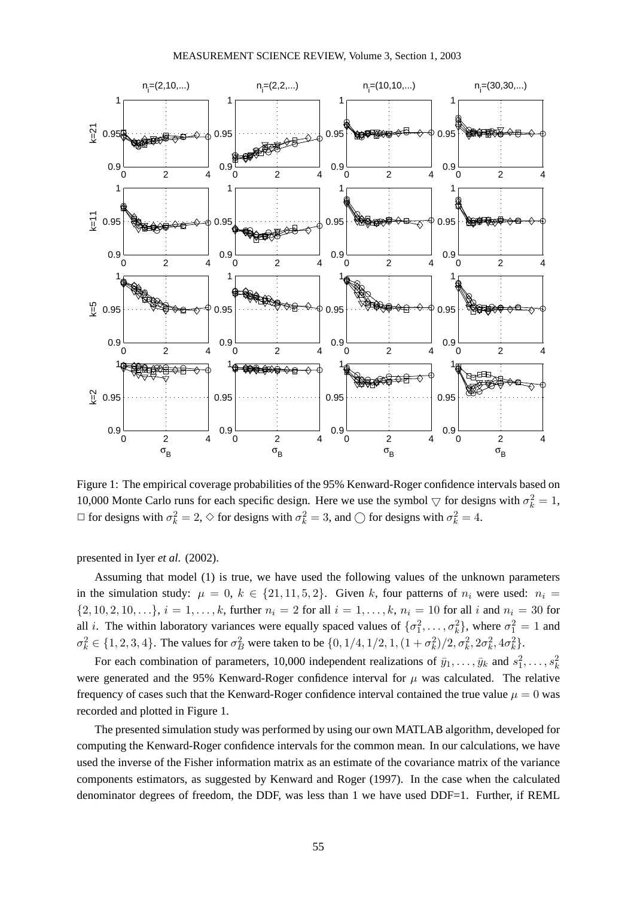Figure 1: The empirical coverage probabilities of the 95% Kenward-Roger confidence intervals based on 10,000 Monte Carlo runs for each specific design. Here we use the symbol $\bigtriangledown$ for designs with $\sigma_k^2 = 1$, $\square$ for designs with $\sigma_k^2 = 2$, $\diamond$ for designs with $\sigma_k^2 = 3$, and $\bigcirc$ for designs with $\sigma_k^2 = 4$.

presented in Iyer *et al.* (2002).

Assuming that model (1) is true, we have used the following values of the unknown parameters in the simulation study: $\mu = 0$, $k \in \{21, 11, 5, 2\}$. Given $k$, four patterns of $n_i$ were used: $n_i = \{2, 10, 2, 10, \ldots\}$, $i = 1, \ldots, k$, further $n_i = 2$ for all $i = 1, \ldots, k$, $n_i = 10$ for all $i$ and $n_i = 30$ for all $i$. The within laboratory variances were equally spaced values of $\{\sigma_1^2, \ldots, \sigma_k^2\}$, where $\sigma_1^2 = 1$ and $\sigma_k^2 \in \{1, 2, 3, 4\}$. The values for $\sigma_B^2$ were taken to be $\{0, 1/4, 1/2, 1, (1 + \sigma_k^2)/2, \sigma_k^2, 2\sigma_k^2, 4\sigma_k^2\}$.

For each combination of parameters, 10,000 independent realizations of $\bar{y}_1, \ldots, \bar{y}_k$ and $s_1^2, \ldots, s_k^2$ were generated and the 95% Kenward-Roger confidence interval for $\mu$ was calculated. The relative frequency of cases such that the Kenward-Roger confidence interval contained the true value $\mu = 0$ was recorded and plotted in Figure 1.

The presented simulation study was performed by using our own MATLAB algorithm, developed for computing the Kenward-Roger confidence intervals for the common mean. In our calculations, we have used the inverse of the Fisher information matrix as an estimate of the covariance matrix of the variance components estimators, as suggested by Kenward and Roger (1997). In the case when the calculated denominator degrees of freedom, the DDF, was less than 1 we have used DDF=1. Further, if REML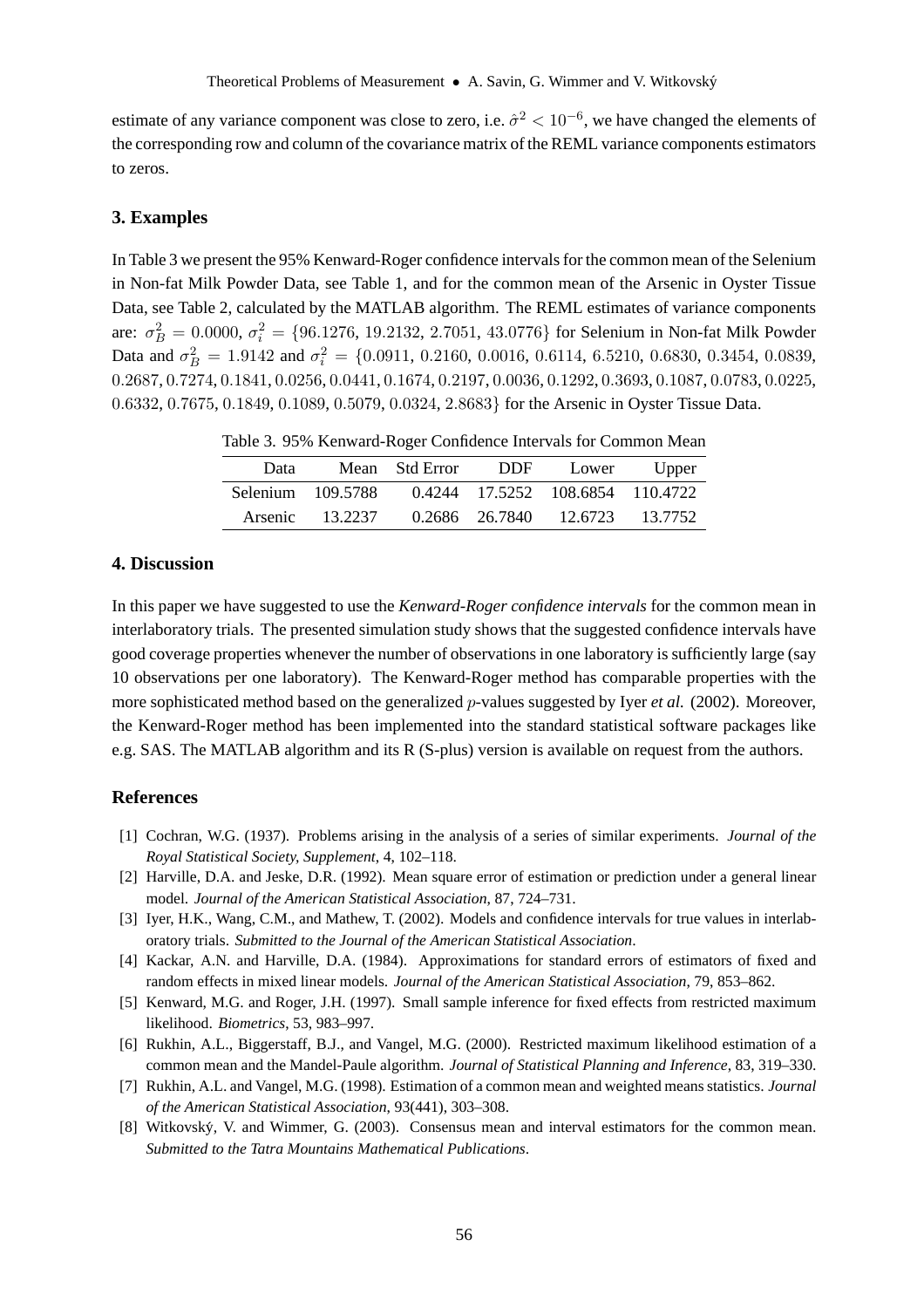estimate of any variance component was close to zero, i.e. $\hat{\sigma}^2 < 10^{-6}$, we have changed the elements of the corresponding row and column of the covariance matrix of the REML variance components estimators to zeros.

## 3. Examples

In Table 3 we present the 95% Kenward-Roger confidence intervals for the common mean of the Selenium in Non-fat Milk Powder Data, see Table 1, and for the common mean of the Arsenic in Oyster Tissue Data, see Table 2, calculated by the MATLAB algorithm. The REML estimates of variance components are: $\sigma_B^2 = 0.0000$, $\sigma_i^2 = \{96.1276, 19.2132, 2.7051, 43.0776\}$ for Selenium in Non-fat Milk Powder Data and $\sigma_B^2 = 1.9142$ and $\sigma_i^2 = \{0.0911, 0.2160, 0.0016, 0.6114, 6.5210, 0.6830, 0.3454, 0.0839, 0.2687, 0.7274, 0.1841, 0.0256, 0.0441, 0.1674, 0.2197, 0.0036, 0.1292, 0.3693, 0.1087, 0.0783, 0.0225, 0.6332, 0.7675, 0.1849, 0.1089, 0.5079, 0.0324, 2.8683\}$ for the Arsenic in Oyster Tissue Data.

Table 3. 95% Kenward-Roger Confidence Intervals for Common Mean

| Data | Mean | Std Error | DDF | Lower | Upper |
|---|---|---|---|---|---|
| Selenium | 109.5788 | 0.4244 | 17.5252 | 108.6854 | 110.4722 |
| Arsenic | 13.2237 | 0.2686 | 26.7840 | 12.6723 | 13.7752 |

## 4. Discussion

In this paper we have suggested to use the *Kenward-Roger confidence intervals* for the common mean in interlaboratory trials. The presented simulation study shows that the suggested confidence intervals have good coverage properties whenever the number of observations in one laboratory is sufficiently large (say 10 observations per one laboratory). The Kenward-Roger method has comparable properties with the more sophisticated method based on the generalized $p$-values suggested by Iyer *et al.* (2002). Moreover, the Kenward-Roger method has been implemented into the standard statistical software packages like e.g. SAS. The MATLAB algorithm and its R (S-plus) version is available on request from the authors.

## References

[1] Cochran, W.G. (1937). Problems arising in the analysis of a series of similar experiments. *Journal of the Royal Statistical Society, Supplement*, 4, 102–118.

[2] Harville, D.A. and Jeske, D.R. (1992). Mean square error of estimation or prediction under a general linear model. *Journal of the American Statistical Association*, 87, 724–731.

[3] Iyer, H.K., Wang, C.M., and Mathew, T. (2002). Models and confidence intervals for true values in interlaboratory trials. *Submitted to the Journal of the American Statistical Association*.

[4] Kackar, A.N. and Harville, D.A. (1984). Approximations for standard errors of estimators of fixed and random effects in mixed linear models. *Journal of the American Statistical Association*, 79, 853–862.

[5] Kenward, M.G. and Roger, J.H. (1997). Small sample inference for fixed effects from restricted maximum likelihood. *Biometrics*, 53, 983–997.

[6] Rukhin, A.L., Biggerstaff, B.J., and Vangel, M.G. (2000). Restricted maximum likelihood estimation of a common mean and the Mandel-Paule algorithm. *Journal of Statistical Planning and Inference*, 83, 319–330.

[7] Rukhin, A.L. and Vangel, M.G. (1998). Estimation of a common mean and weighted means statistics. *Journal of the American Statistical Association*, 93(441), 303–308.

[8] Witkovský, V. and Wimmer, G. (2003). Consensus mean and interval estimators for the common mean. *Submitted to the Tatra Mountains Mathematical Publications*.